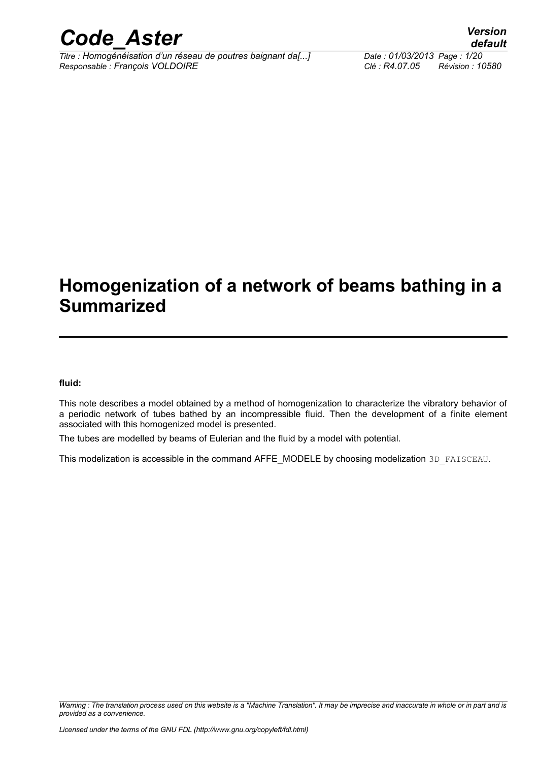# Homogenization of a network of beams bathing in a Summarized

**fluid:**

This note describes a model obtained by a method of homogenization to characterize the vibratory behavior of a periodic network of tubes bathed by an incompressible fluid. Then the development of a finite element associated with this homogenized model is presented.

The tubes are modelled by beams of Eulerian and the fluid by a model with potential.

This modelization is accessible in the command AFFE_MODELE by choosing modelization `3D_FAISCEAU`.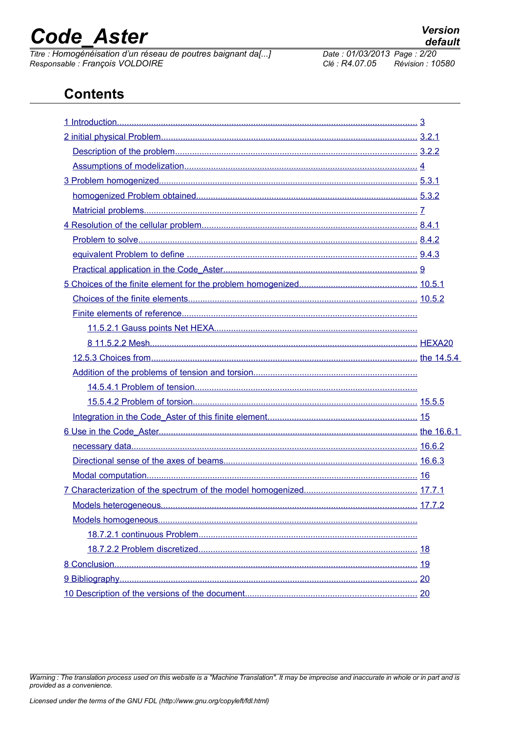# Contents

1 Introduction........................................................................................................................ 3

2 initial physical Problem........................................................................................................ 3.2.1

Description of the problem.................................................................................................... 3.2.2

Assumptions of modelization............................................................................................... 4

3 Problem homogenized......................................................................................................... 5.3.1

homogenized Problem obtained.......................................................................................... 5.3.2

Matricial problems................................................................................................................ 7

4 Resolution of the cellular problem....................................................................................... 8.4.1

Problem to solve.................................................................................................................. 8.4.2

equivalent Problem to define .............................................................................................. 9.4.3

Practical application in the Code_Aster................................................................................ 9

5 Choices of the finite element for the problem homogenized................................................ 10.5.1

Choices of the finite elements.............................................................................................. 10.5.2

Finite elements of reference................................................................................................

11.5.2.1 Gauss points Net HEXA...................................................................................

8 11.5.2.2 Mesh............................................................................................................. HEXA20

12.5.3 Choices from.............................................................................................................. the 14.5.4

Addition of the problems of tension and torsion...................................................................

14.5.4.1 Problem of tension...........................................................................................

15.5.4.2 Problem of torsion........................................................................................... 15.5.5

Integration in the Code_Aster of this finite element............................................................. 15

6 Use in the Code_Aster......................................................................................................... the 16.6.1

necessary data..................................................................................................................... 16.6.2

Directional sense of the axes of beams................................................................................ 16.6.3

Modal computation............................................................................................................... 16

7 Characterization of the spectrum of the model homogenized.............................................. 17.7.1

Models heterogeneous......................................................................................................... 17.7.2

Models homogeneous..........................................................................................................

18.7.2.1 continuous Problem.........................................................................................

18.7.2.2 Problem discretized.......................................................................................... 18

8 Conclusion............................................................................................................................ 19

9 Bibliography.......................................................................................................................... 20

10 Description of the versions of the document...................................................................... 20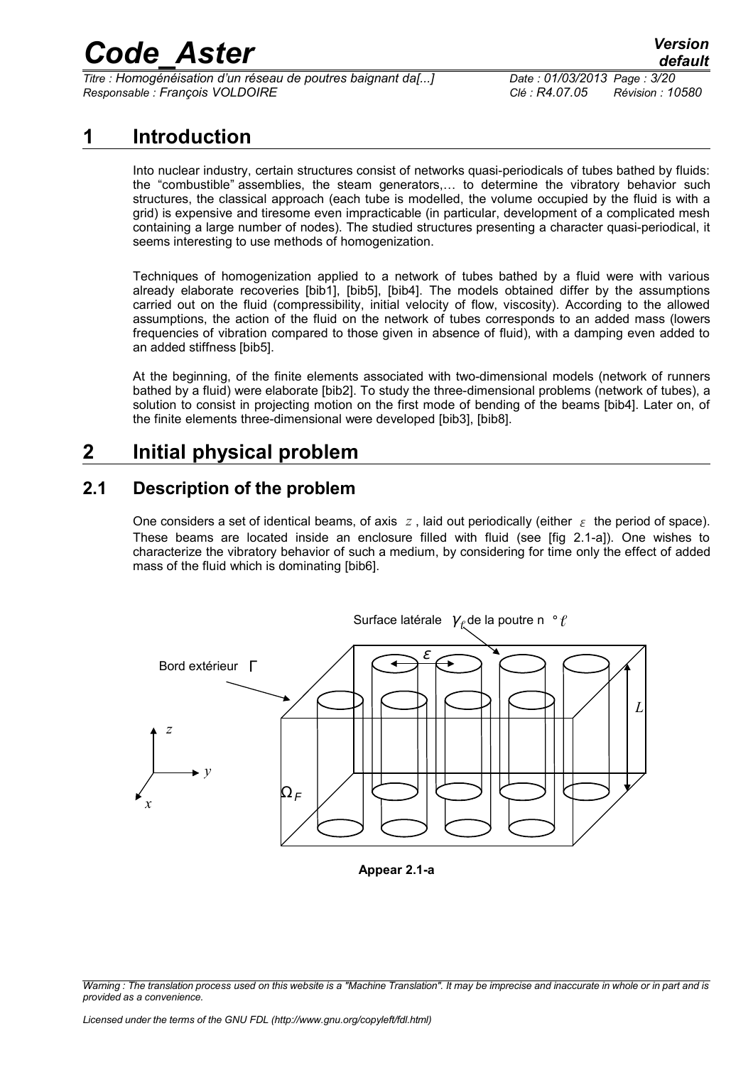# 1 Introduction

Into nuclear industry, certain structures consist of networks quasi-periodicals of tubes bathed by fluids: the "combustible" assemblies, the steam generators,… to determine the vibratory behavior such structures, the classical approach (each tube is modelled, the volume occupied by the fluid is with a grid) is expensive and tiresome even impracticable (in particular, development of a complicated mesh containing a large number of nodes). The studied structures presenting a character quasi-periodical, it seems interesting to use methods of homogenization.

Techniques of homogenization applied to a network of tubes bathed by a fluid were with various already elaborate recoveries [bib1], [bib5], [bib4]. The models obtained differ by the assumptions carried out on the fluid (compressibility, initial velocity of flow, viscosity). According to the allowed assumptions, the action of the fluid on the network of tubes corresponds to an added mass (lowers frequencies of vibration compared to those given in absence of fluid), with a damping even added to an added stiffness [bib5].

At the beginning, of the finite elements associated with two-dimensional models (network of runners bathed by a fluid) were elaborate [bib2]. To study the three-dimensional problems (network of tubes), a solution to consist in projecting motion on the first mode of bending of the beams [bib4]. Later on, of the finite elements three-dimensional were developed [bib3], [bib8].

# 2 Initial physical problem

## 2.1 Description of the problem

One considers a set of identical beams, of axis $z$, laid out periodically (either $\varepsilon$ the period of space). These beams are located inside an enclosure filled with fluid (see [fig 2.1-a]). One wishes to characterize the vibratory behavior of such a medium, by considering for time only the effect of added mass of the fluid which is dominating [bib6].

Surface latérale $\gamma_\ell$ de la poutre n ° $\ell$

Bord extérieur $\Gamma$

$\varepsilon$ $L$ $\Omega_F$ $x$ $y$ $z$

**Appear 2.1-a**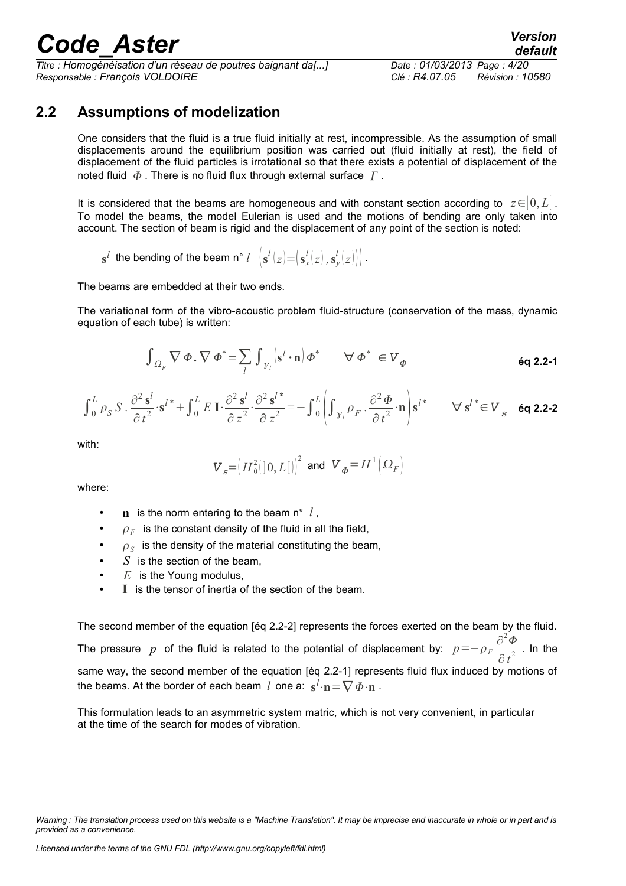## 2.2 Assumptions of modelization

One considers that the fluid is a true fluid initially at rest, incompressible. As the assumption of small displacements around the equilibrium position was carried out (fluid initially at rest), the field of displacement of the fluid particles is irrotational so that there exists a potential of displacement of the noted fluid $\Phi$ . There is no fluid flux through external surface $\Gamma$ .

It is considered that the beams are homogeneous and with constant section according to $z \in ]0, L[$ . To model the beams, the model Eulerian is used and the motions of bending are only taken into account. The section of beam is rigid and the displacement of any point of the section is noted:

$\mathbf{s}^l$ the bending of the beam n° $l$ $\left(\mathbf{s}^l(z) = \left(\mathbf{s}_x^l(z), \mathbf{s}_y^l(z)\right)\right)$.

The beams are embedded at their two ends.

The variational form of the vibro-acoustic problem fluid-structure (conservation of the mass, dynamic equation of each tube) is written:

$$\int_{\Omega_F} \nabla \Phi . \nabla \Phi^* = \sum_l \int_{\gamma_l} \left(\mathbf{s}^l \cdot \mathbf{n}\right) \Phi^* \qquad \forall \Phi^* \in V_\Phi \qquad \text{éq 2.2-1}$$

$$\int_0^L \rho_S S . \frac{\partial^2 \mathbf{s}^l}{\partial t^2} \cdot \mathbf{s}^{l*} + \int_0^L E\, \mathbf{I} \cdot \frac{\partial^2 \mathbf{s}^l}{\partial z^2} \cdot \frac{\partial^2 \mathbf{s}^{l*}}{\partial z^2} = -\int_0^L \left( \int_{\gamma_l} \rho_F . \frac{\partial^2 \Phi}{\partial t^2} \cdot \mathbf{n} \right) \mathbf{s}^{l*} \qquad \forall \mathbf{s}^{l*} \in V_{\mathbf{s}} \qquad \text{éq 2.2-2}$$

with:

$$V_{\mathbf{s}} = \left(H_0^2(]0, L[)\right)^2 \text{ and } V_\Phi = H^1\left(\Omega_F\right)$$

where:

- $\mathbf{n}$ is the norm entering to the beam n° $l$ ,
- $\rho_F$ is the constant density of the fluid in all the field,
- $\rho_S$ is the density of the material constituting the beam,
- $S$ is the section of the beam,
- $E$ is the Young modulus,
- $\mathbf{I}$ is the tensor of inertia of the section of the beam.

The second member of the equation [éq 2.2-2] represents the forces exerted on the beam by the fluid. The pressure $p$ of the fluid is related to the potential of displacement by: $p = -\rho_F \dfrac{\partial^2 \Phi}{\partial t^2}$ . In the same way, the second member of the equation [éq 2.2-1] represents fluid flux induced by motions of the beams. At the border of each beam $l$ one a: $\mathbf{s}^l \cdot \mathbf{n} = \nabla \Phi \cdot \mathbf{n}$ .

This formulation leads to an asymmetric system matric, which is not very convenient, in particular at the time of the search for modes of vibration.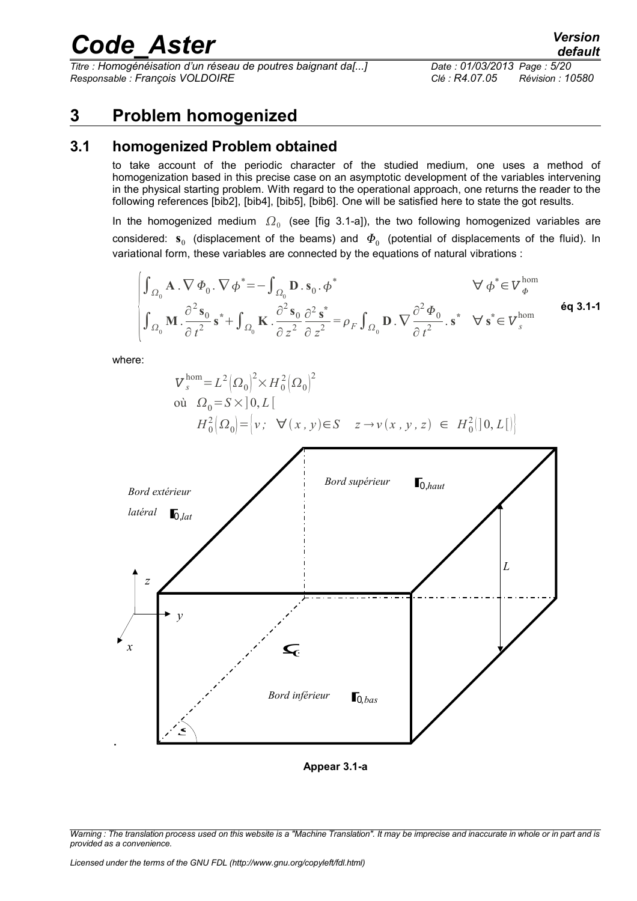# 3 Problem homogenized

## 3.1 homogenized Problem obtained

to take account of the periodic character of the studied medium, one uses a method of homogenization based in this precise case on an asymptotic development of the variables intervening in the physical starting problem. With regard to the operational approach, one returns the reader to the following references [bib2], [bib4], [bib5], [bib6]. One will be satisfied here to state the got results.

In the homogenized medium $\Omega_0$ (see [fig 3.1-a]), the two following homogenized variables are considered: $\mathbf{s}_0$ (displacement of the beams) and $\Phi_0$ (potential of displacements of the fluid). In variational form, these variables are connected by the equations of natural vibrations :

$$
\begin{cases}
\int_{\Omega_0} \mathbf{A} . \nabla \Phi_0 . \nabla \phi^* = -\int_{\Omega_0} \mathbf{D} . \mathbf{s}_0 . \phi^* & \forall \phi^* \in V_{\Phi}^{\mathrm{hom}} \\
\int_{\Omega_0} \mathbf{M} . \dfrac{\partial^2 \mathbf{s}_0}{\partial t^2} \mathbf{s}^* + \int_{\Omega_0} \mathbf{K} . \dfrac{\partial^2 \mathbf{s}_0}{\partial z^2} \dfrac{\partial^2 \mathbf{s}^*}{\partial z^2} = \rho_F \int_{\Omega_0} \mathbf{D} . \nabla \dfrac{\partial^2 \Phi_0}{\partial t^2} . \mathbf{s}^* & \forall \mathbf{s}^* \in V_s^{\mathrm{hom}}
\end{cases}
\qquad \text{éq 3.1-1}
$$

where:

$$
V_s^{\mathrm{hom}} = L^2(\Omega_0)^2 \times H_0^2(\Omega_0)^2
$$

$$
\text{où} \quad \Omega_0 = S \times ]0, L[
$$

$$
H_0^2(\Omega_0) = \{ v ; \ \forall (x, y) \in S \quad z \to v(x, y, z) \ \in \ H_0^2(]0, L[) \}
$$

Bord extérieur latéral $\Gamma_{0,lat}$

Bord supérieur $\Gamma_{0,haut}$

Bord inférieur $\Gamma_{0,bas}$

**Appear 3.1-a**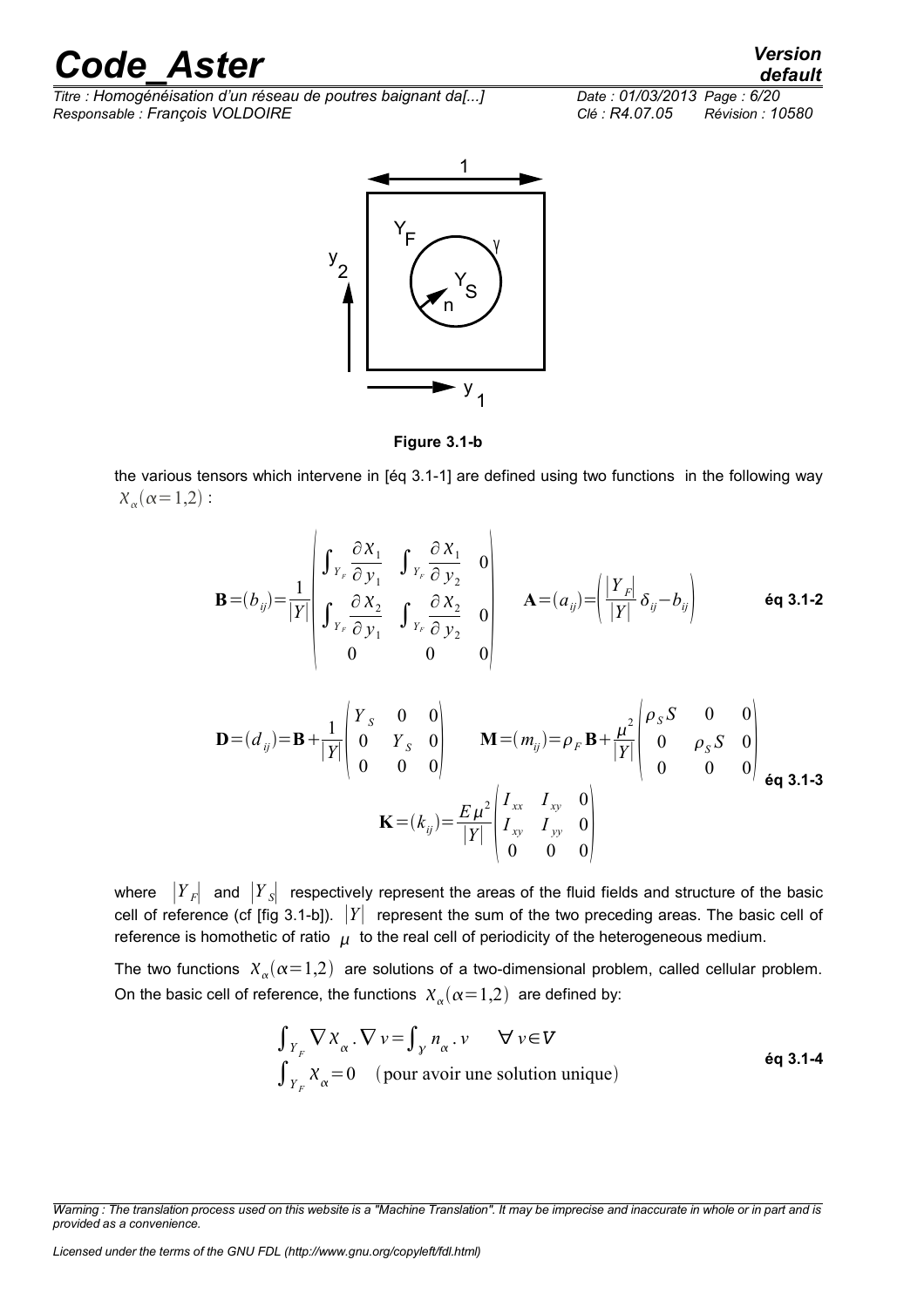**Figure 3.1-b**

the various tensors which intervene in [éq 3.1-1] are defined using two functions in the following way $\chi_{\alpha}(\alpha=1,2)$ :

$$\mathbf{B}=(b_{ij})=\frac{1}{|Y|}\begin{pmatrix} \int_{Y_F}\frac{\partial \chi_1}{\partial y_1} & \int_{Y_F}\frac{\partial \chi_1}{\partial y_2} & 0 \\ \int_{Y_F}\frac{\partial \chi_2}{\partial y_1} & \int_{Y_F}\frac{\partial \chi_2}{\partial y_2} & 0 \\ 0 & 0 & 0 \end{pmatrix} \qquad \mathbf{A}=(a_{ij})=\left(\frac{|Y_F|}{|Y|}\delta_{ij}-b_{ij}\right) \qquad \text{éq 3.1-2}$$

$$\mathbf{D}=(d_{ij})=\mathbf{B}+\frac{1}{|Y|}\begin{pmatrix} Y_S & 0 & 0 \\ 0 & Y_S & 0 \\ 0 & 0 & 0 \end{pmatrix} \qquad \mathbf{M}=(m_{ij})=\rho_F\,\mathbf{B}+\frac{\mu^2}{|Y|}\begin{pmatrix} \rho_S S & 0 & 0 \\ 0 & \rho_S S & 0 \\ 0 & 0 & 0 \end{pmatrix}$$

$$\mathbf{K}=(k_{ij})=\frac{E\mu^2}{|Y|}\begin{pmatrix} I_{xx} & I_{xy} & 0 \\ I_{xy} & I_{yy} & 0 \\ 0 & 0 & 0 \end{pmatrix} \qquad \text{éq 3.1-3}$$

where $|Y_F|$ and $|Y_S|$ respectively represent the areas of the fluid fields and structure of the basic cell of reference (cf [fig 3.1-b]). $|Y|$ represent the sum of the two preceding areas. The basic cell of reference is homothetic of ratio $\mu$ to the real cell of periodicity of the heterogeneous medium.

The two functions $\chi_{\alpha}(\alpha=1,2)$ are solutions of a two-dimensional problem, called cellular problem. On the basic cell of reference, the functions $\chi_{\alpha}(\alpha=1,2)$ are defined by:

$$\begin{aligned} &\int_{Y_F}\nabla\chi_{\alpha}.\nabla v=\int_{\gamma}n_{\alpha}.v \qquad \forall\, v\in V \\ &\int_{Y_F}\chi_{\alpha}=0 \quad (\text{pour avoir une solution unique}) \end{aligned} \qquad \text{éq 3.1-4}$$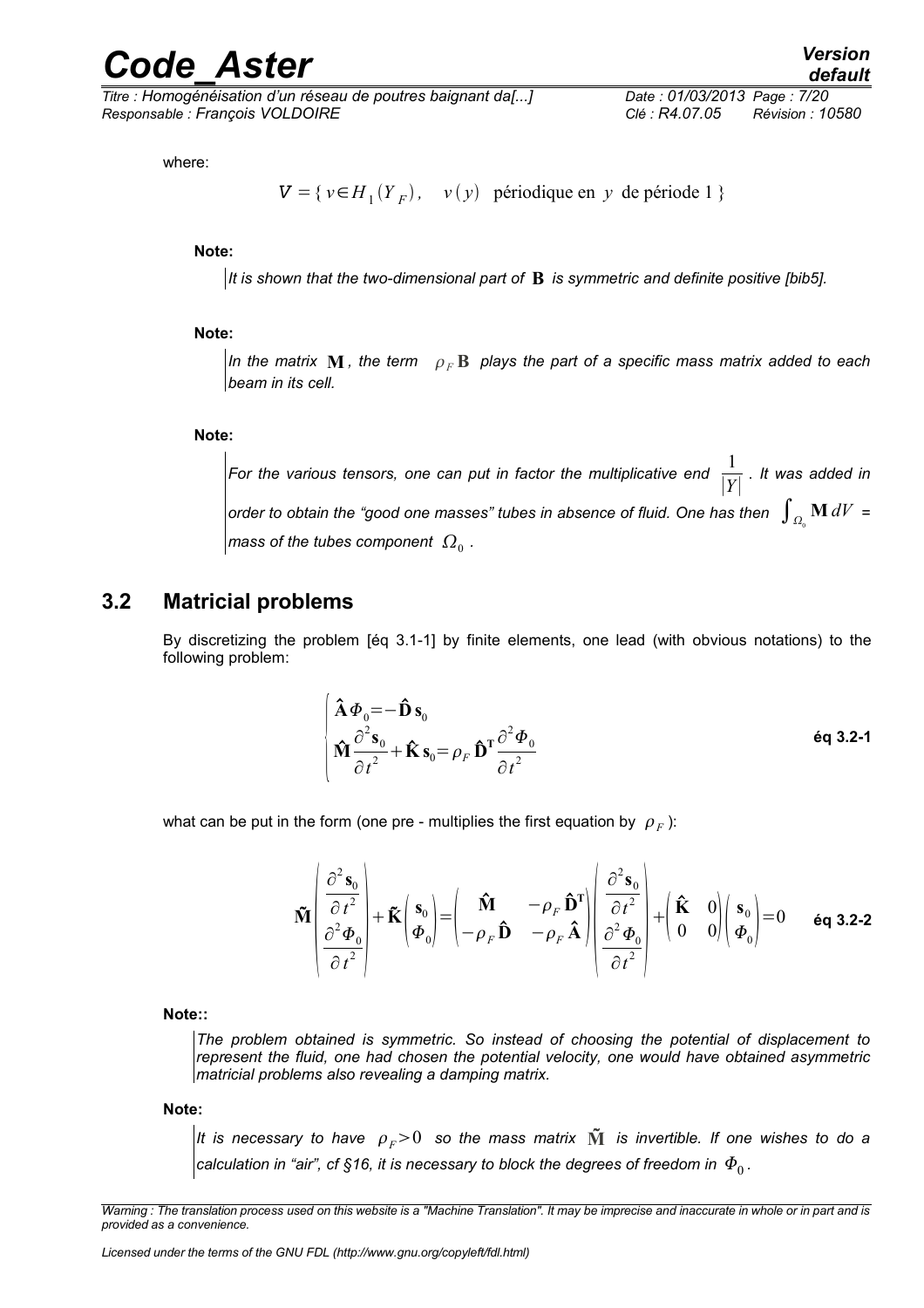where:

$$V = \{ v \in H_1(Y_F), \quad v(y) \text{ périodique en } y \text{ de période } 1 \}$$

**Note:**

*It is shown that the two-dimensional part of* $\mathbf{B}$ *is symmetric and definite positive [bib5].*

**Note:**

*In the matrix* $\mathbf{M}$*, the term* $\rho_F \mathbf{B}$ *plays the part of a specific mass matrix added to each beam in its cell.*

**Note:**

*For the various tensors, one can put in factor the multiplicative end* $\frac{1}{|Y|}$*. It was added in order to obtain the "good one masses" tubes in absence of fluid. One has then* $\int_{\Omega_0} \mathbf{M}\, dV$ *= mass of the tubes component* $\Omega_0$*.*

## 3.2 Matricial problems

By discretizing the problem [éq 3.1-1] by finite elements, one lead (with obvious notations) to the following problem:

$$\begin{cases} \hat{\mathbf{A}} \Phi_0 = -\hat{\mathbf{D}}\, \mathbf{s}_0 \\ \hat{\mathbf{M}} \dfrac{\partial^2 \mathbf{s}_0}{\partial t^2} + \hat{\mathbf{K}}\, \mathbf{s}_0 = \rho_F\, \hat{\mathbf{D}}^{\mathbf{T}} \dfrac{\partial^2 \Phi_0}{\partial t^2} \end{cases} \qquad \text{éq 3.2-1}$$

what can be put in the form (one pre - multiplies the first equation by $\rho_F$):

$$\tilde{\mathbf{M}} \begin{pmatrix} \dfrac{\partial^2 \mathbf{s}_0}{\partial t^2} \\ \dfrac{\partial^2 \Phi_0}{\partial t^2} \end{pmatrix} + \tilde{\mathbf{K}} \begin{pmatrix} \mathbf{s}_0 \\ \Phi_0 \end{pmatrix} = \begin{pmatrix} \hat{\mathbf{M}} & -\rho_F \hat{\mathbf{D}}^{\mathbf{T}} \\ -\rho_F \hat{\mathbf{D}} & -\rho_F \hat{\mathbf{A}} \end{pmatrix} \begin{pmatrix} \dfrac{\partial^2 \mathbf{s}_0}{\partial t^2} \\ \dfrac{\partial^2 \Phi_0}{\partial t^2} \end{pmatrix} + \begin{pmatrix} \hat{\mathbf{K}} & 0 \\ 0 & 0 \end{pmatrix} \begin{pmatrix} \mathbf{s}_0 \\ \Phi_0 \end{pmatrix} = 0 \qquad \text{éq 3.2-2}$$

**Note::**

*The problem obtained is symmetric. So instead of choosing the potential of displacement to represent the fluid, one had chosen the potential velocity, one would have obtained asymmetric matricial problems also revealing a damping matrix.*

**Note:**

*It is necessary to have* $\rho_F > 0$ *so the mass matrix* $\tilde{\mathbf{M}}$ *is invertible. If one wishes to do a calculation in "air", cf §16, it is necessary to block the degrees of freedom in* $\Phi_0$*.*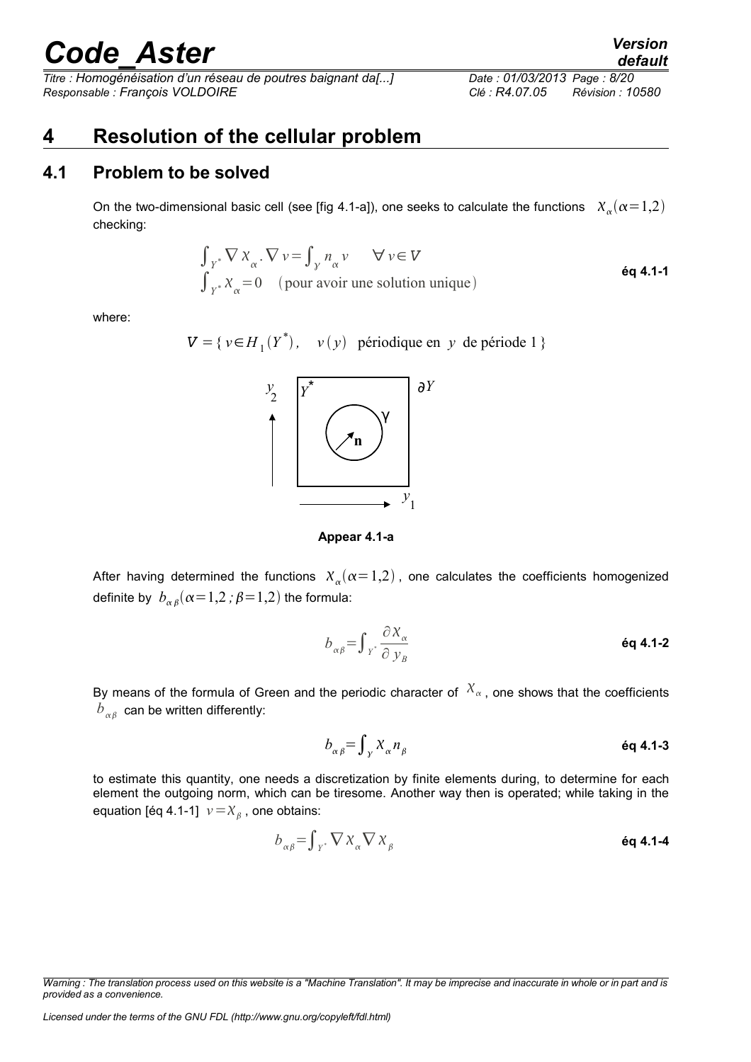# 4 Resolution of the cellular problem

## 4.1 Problem to be solved

On the two-dimensional basic cell (see [fig 4.1-a]), one seeks to calculate the functions $\chi_\alpha(\alpha=1,2)$ checking:

$$\int_{Y^*} \nabla \chi_\alpha . \nabla v = \int_\gamma n_\alpha v \qquad \forall v \in V$$
$$\int_{Y^*} \chi_\alpha = 0 \quad \text{(pour avoir une solution unique)} \qquad \textbf{éq 4.1-1}$$

where:

$$V = \{ v \in H_1(Y^*), \quad v(y) \text{ périodique en } y \text{ de période } 1 \}$$

Appear 4.1-a

After having determined the functions $\chi_\alpha(\alpha=1,2)$, one calculates the coefficients homogenized definite by $b_{\alpha\beta}(\alpha=1,2\,;\beta=1,2)$ the formula:

$$b_{\alpha\beta} = \int_{Y^*} \frac{\partial \chi_\alpha}{\partial y_B} \qquad \textbf{éq 4.1-2}$$

By means of the formula of Green and the periodic character of $\chi_\alpha$, one shows that the coefficients $b_{\alpha\beta}$ can be written differently:

$$b_{\alpha\beta} = \int_\gamma \chi_\alpha n_\beta \qquad \textbf{éq 4.1-3}$$

to estimate this quantity, one needs a discretization by finite elements during, to determine for each element the outgoing norm, which can be tiresome. Another way then is operated; while taking in the equation [éq 4.1-1] $v=\chi_\beta$, one obtains:

$$b_{\alpha\beta} = \int_{Y^*} \nabla \chi_\alpha \nabla \chi_\beta \qquad \textbf{éq 4.1-4}$$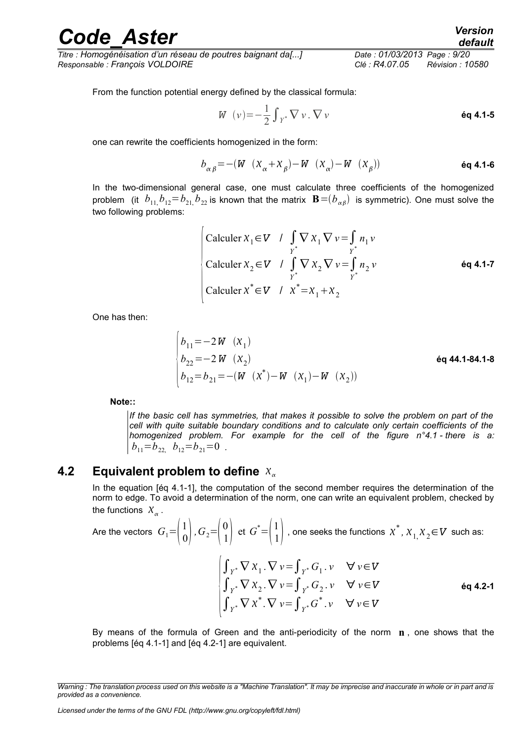From the function potential energy defined by the classical formula:

$$W \ (v) = -\frac{1}{2}\int_{Y^*} \nabla v . \nabla v \qquad \textbf{éq 4.1-5}$$

one can rewrite the coefficients homogenized in the form:

$$b_{\alpha\beta} = -(W \ (\chi_\alpha + \chi_\beta) - W \ (\chi_\alpha) - W \ (\chi_\beta)) \qquad \textbf{éq 4.1-6}$$

In the two-dimensional general case, one must calculate three coefficients of the homogenized problem (it $b_{11,} b_{12} = b_{21,} b_{22}$ is known that the matrix $\mathbf{B} = (b_{\alpha\beta})$ is symmetric). One must solve the two following problems:

$$\begin{cases} \text{Calculer } \chi_1 \in V \quad / \quad \int_{Y^*} \nabla \chi_1 \nabla v = \int_{Y^*} n_1 v \\ \text{Calculer } \chi_2 \in V \quad / \quad \int_{Y^*} \nabla \chi_2 \nabla v = \int_{Y^*} n_2 v \\ \text{Calculer } \chi^* \in V \quad / \quad \chi^* = \chi_1 + \chi_2 \end{cases} \qquad \textbf{éq 4.1-7}$$

One has then:

$$\begin{cases} b_{11} = -2 W \ (\chi_1) \\ b_{22} = -2 W \ (\chi_2) \\ b_{12} = b_{21} = -(W \ (\chi^*) - W \ (\chi_1) - W \ (\chi_2)) \end{cases} \qquad \textbf{éq 44.1-84.1-8}$$

**Note::**

*If the basic cell has symmetries, that makes it possible to solve the problem on part of the cell with quite suitable boundary conditions and to calculate only certain coefficients of the homogenized problem. For example for the cell of the figure n°4.1 - there is a:* $b_{11} = b_{22,} \ b_{12} = b_{21} = 0$ .

## 4.2 Equivalent problem to define $\chi_\alpha$

In the equation [éq 4.1-1], the computation of the second member requires the determination of the norm to edge. To avoid a determination of the norm, one can write an equivalent problem, checked by the functions $\chi_\alpha$ .

Are the vectors $G_1 = \begin{pmatrix} 1 \\ 0 \end{pmatrix}, G_2 = \begin{pmatrix} 0 \\ 1 \end{pmatrix}$ et $G^* = \begin{pmatrix} 1 \\ 1 \end{pmatrix}$ , one seeks the functions $\chi^*, \chi_{1,} \chi_2 \in V$ such as:

$$\begin{cases} \int_{Y^*} \nabla \chi_1 . \nabla v = \int_{Y^*} G_1 . v \quad \forall v \in V \\ \int_{Y^*} \nabla \chi_2 . \nabla v = \int_{Y^*} G_2 . v \quad \forall v \in V \\ \int_{Y^*} \nabla \chi^* . \nabla v = \int_{Y^*} G^* . v \quad \forall v \in V \end{cases} \qquad \textbf{éq 4.2-1}$$

By means of the formula of Green and the anti-periodicity of the norm $\mathbf{n}$ , one shows that the problems [éq 4.1-1] and [éq 4.2-1] are equivalent.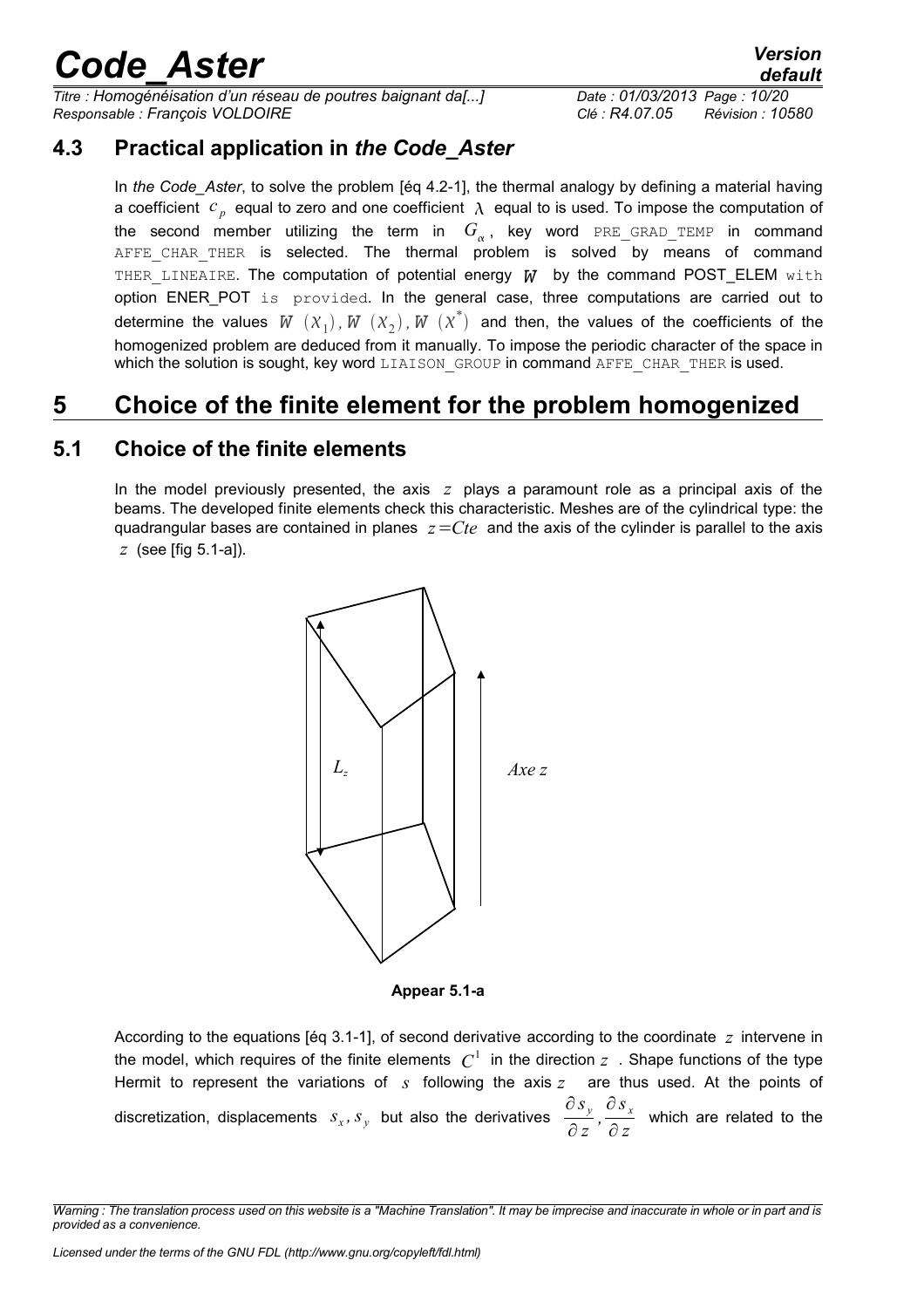### 4.3 Practical application in *the Code_Aster*

In *the Code_Aster*, to solve the problem [éq 4.2-1], the thermal analogy by defining a material having a coefficient $c_p$ equal to zero and one coefficient $\lambda$ equal to is used. To impose the computation of the second member utilizing the term in $G_\alpha$, key word PRE_GRAD_TEMP in command AFFE_CHAR_THER is selected. The thermal problem is solved by means of command THER_LINEAIRE. The computation of potential energy $W$ by the command POST_ELEM with option ENER_POT is provided. In the general case, three computations are carried out to determine the values $W(X_1), W(X_2), W(X^*)$ and then, the values of the coefficients of the homogenized problem are deduced from it manually. To impose the periodic character of the space in which the solution is sought, key word LIAISON_GROUP in command AFFE_CHAR_THER is used.

## 5 Choice of the finite element for the problem homogenized

### 5.1 Choice of the finite elements

In the model previously presented, the axis $z$ plays a paramount role as a principal axis of the beams. The developed finite elements check this characteristic. Meshes are of the cylindrical type: the quadrangular bases are contained in planes $z=Cte$ and the axis of the cylinder is parallel to the axis $z$ (see [fig 5.1-a]).

**Appear 5.1-a**

According to the equations [éq 3.1-1], of second derivative according to the coordinate $z$ intervene in the model, which requires of the finite elements $C^1$ in the direction $z$. Shape functions of the type Hermit to represent the variations of $s$ following the axis $z$ are thus used. At the points of discretization, displacements $s_x, s_y$ but also the derivatives $\frac{\partial s_y}{\partial z}, \frac{\partial s_x}{\partial z}$ which are related to the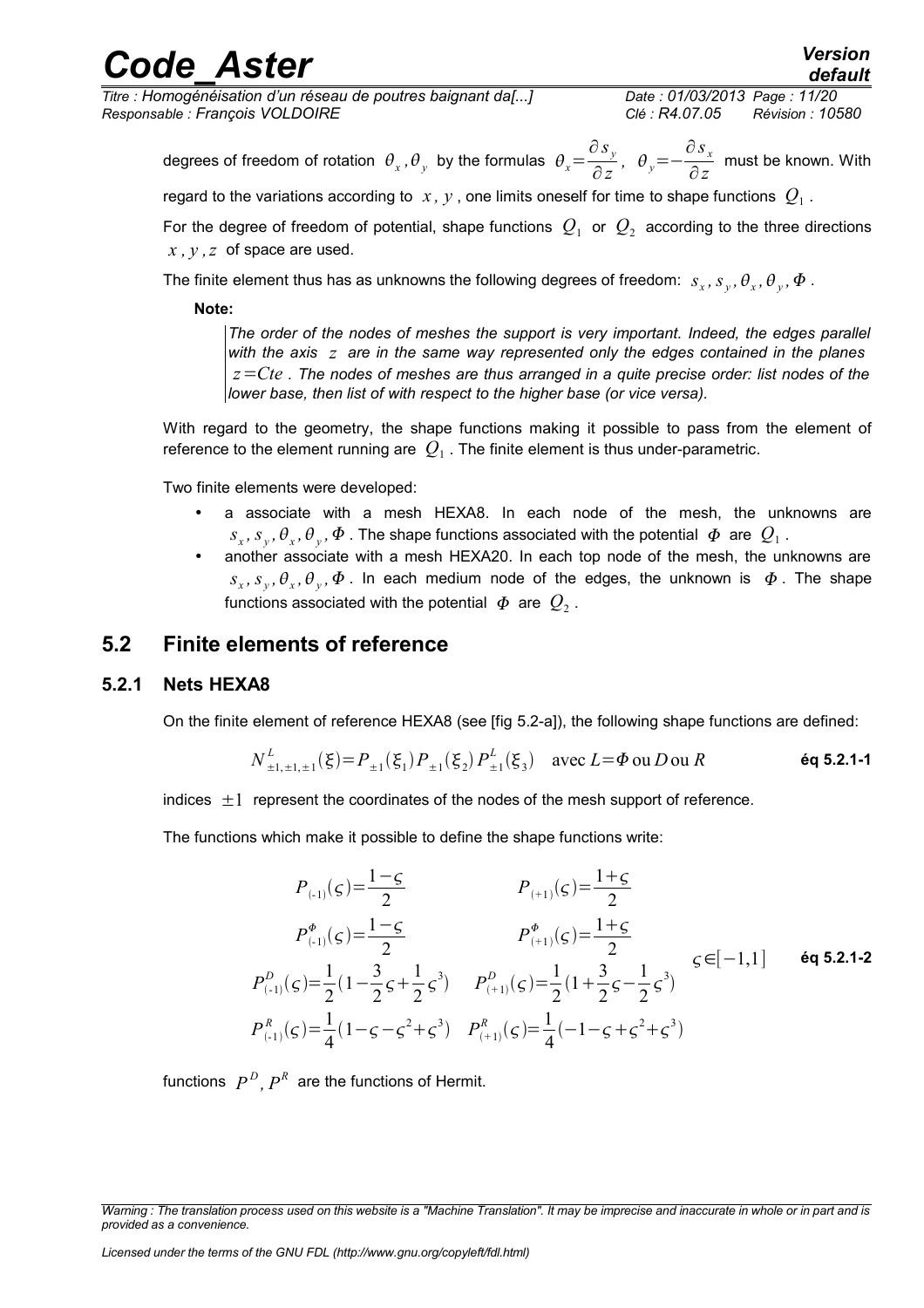degrees of freedom of rotation $\theta_x, \theta_y$ by the formulas $\theta_x = \frac{\partial s_y}{\partial z}$, $\theta_y = -\frac{\partial s_x}{\partial z}$ must be known. With regard to the variations according to $x, y$, one limits oneself for time to shape functions $Q_1$.

For the degree of freedom of potential, shape functions $Q_1$ or $Q_2$ according to the three directions $x, y, z$ of space are used.

The finite element thus has as unknowns the following degrees of freedom: $s_x, s_y, \theta_x, \theta_y, \Phi$.

**Note:**

*The order of the nodes of meshes the support is very important. Indeed, the edges parallel with the axis $z$ are in the same way represented only the edges contained in the planes $z = Cte$. The nodes of meshes are thus arranged in a quite precise order: list nodes of the lower base, then list of with respect to the higher base (or vice versa).*

With regard to the geometry, the shape functions making it possible to pass from the element of reference to the element running are $Q_1$. The finite element is thus under-parametric.

Two finite elements were developed:

- a associate with a mesh HEXA8. In each node of the mesh, the unknowns are $s_x, s_y, \theta_x, \theta_y, \Phi$. The shape functions associated with the potential $\Phi$ are $Q_1$.
- another associate with a mesh HEXA20. In each top node of the mesh, the unknowns are $s_x, s_y, \theta_x, \theta_y, \Phi$. In each medium node of the edges, the unknown is $\Phi$. The shape functions associated with the potential $\Phi$ are $Q_2$.

## 5.2 Finite elements of reference

### 5.2.1 Nets HEXA8

On the finite element of reference HEXA8 (see [fig 5.2-a]), the following shape functions are defined:

$$N^L_{\pm 1, \pm 1, \pm 1}(\xi) = P_{\pm 1}(\xi_1) P_{\pm 1}(\xi_2) P^L_{\pm 1}(\xi_3) \quad \text{avec } L = \Phi \text{ ou } D \text{ ou } R \qquad \textbf{éq 5.2.1-1}$$

indices $\pm 1$ represent the coordinates of the nodes of the mesh support of reference.

The functions which make it possible to define the shape functions write:

$$\begin{array}{ll} P_{(-1)}(\varsigma) = \frac{1-\varsigma}{2} & P_{(+1)}(\varsigma) = \frac{1+\varsigma}{2} \\ P^{\Phi}_{(-1)}(\varsigma) = \frac{1-\varsigma}{2} & P^{\Phi}_{(+1)}(\varsigma) = \frac{1+\varsigma}{2} \\ P^{D}_{(-1)}(\varsigma) = \frac{1}{2}\left(1 - \frac{3}{2}\varsigma + \frac{1}{2}\varsigma^3\right) & P^{D}_{(+1)}(\varsigma) = \frac{1}{2}\left(1 + \frac{3}{2}\varsigma - \frac{1}{2}\varsigma^3\right) \\ P^{R}_{(-1)}(\varsigma) = \frac{1}{4}\left(1 - \varsigma - \varsigma^2 + \varsigma^3\right) & P^{R}_{(+1)}(\varsigma) = \frac{1}{4}\left(-1 - \varsigma + \varsigma^2 + \varsigma^3\right) \end{array} \quad \varsigma \in [-1,1] \qquad \textbf{éq 5.2.1-2}$$

functions $P^D, P^R$ are the functions of Hermit.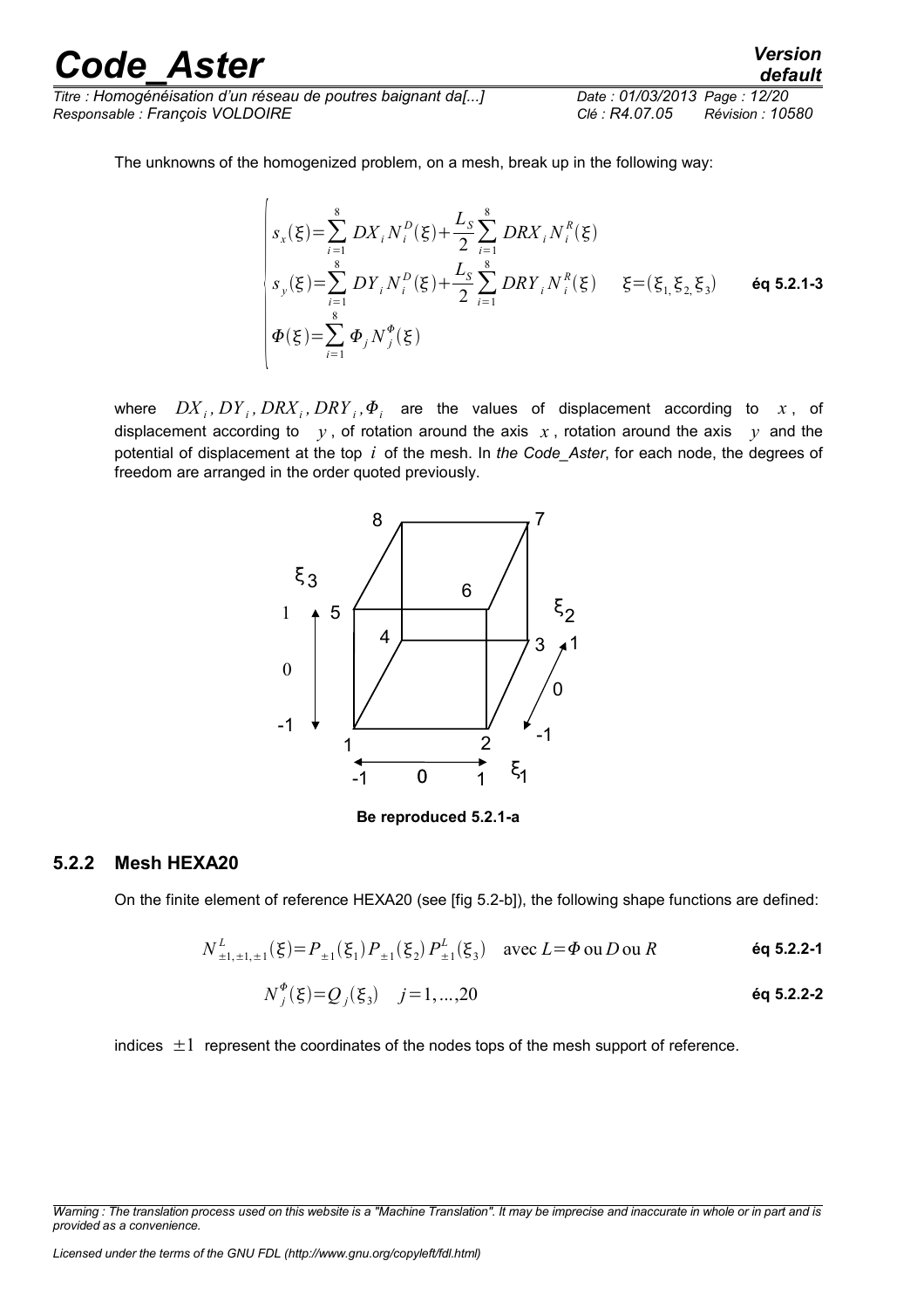The unknowns of the homogenized problem, on a mesh, break up in the following way:

$$\begin{cases} s_x(\xi)=\sum_{i=1}^{8} DX_i N_i^D(\xi)+\frac{L_S}{2}\sum_{i=1}^{8} DRX_i N_i^R(\xi) \\ s_y(\xi)=\sum_{i=1}^{8} DY_i N_i^D(\xi)+\frac{L_S}{2}\sum_{i=1}^{8} DRY_i N_i^R(\xi) \quad \xi=(\xi_1, \xi_2, \xi_3) \\ \Phi(\xi)=\sum_{i=1}^{8} \Phi_j N_j^{\Phi}(\xi) \end{cases} \qquad \textbf{éq 5.2.1-3}$$

where $DX_i, DY_i, DRX_i, DRY_i, \Phi_i$ are the values of displacement according to $x$, of displacement according to $y$, of rotation around the axis $x$, rotation around the axis $y$ and the potential of displacement at the top $i$ of the mesh. In *the Code_Aster*, for each node, the degrees of freedom are arranged in the order quoted previously.

**Be reproduced 5.2.1-a**

### 5.2.2 Mesh HEXA20

On the finite element of reference HEXA20 (see [fig 5.2-b]), the following shape functions are defined:

$$N^L_{\pm1,\pm1,\pm1}(\xi)=P_{\pm1}(\xi_1)P_{\pm1}(\xi_2)P^L_{\pm1}(\xi_3) \quad \text{avec } L=\Phi \text{ ou } D \text{ ou } R \qquad \textbf{éq 5.2.2-1}$$

$$N_j^{\Phi}(\xi)=Q_j(\xi_3) \quad j=1,...,20 \qquad \textbf{éq 5.2.2-2}$$

indices $\pm1$ represent the coordinates of the nodes tops of the mesh support of reference.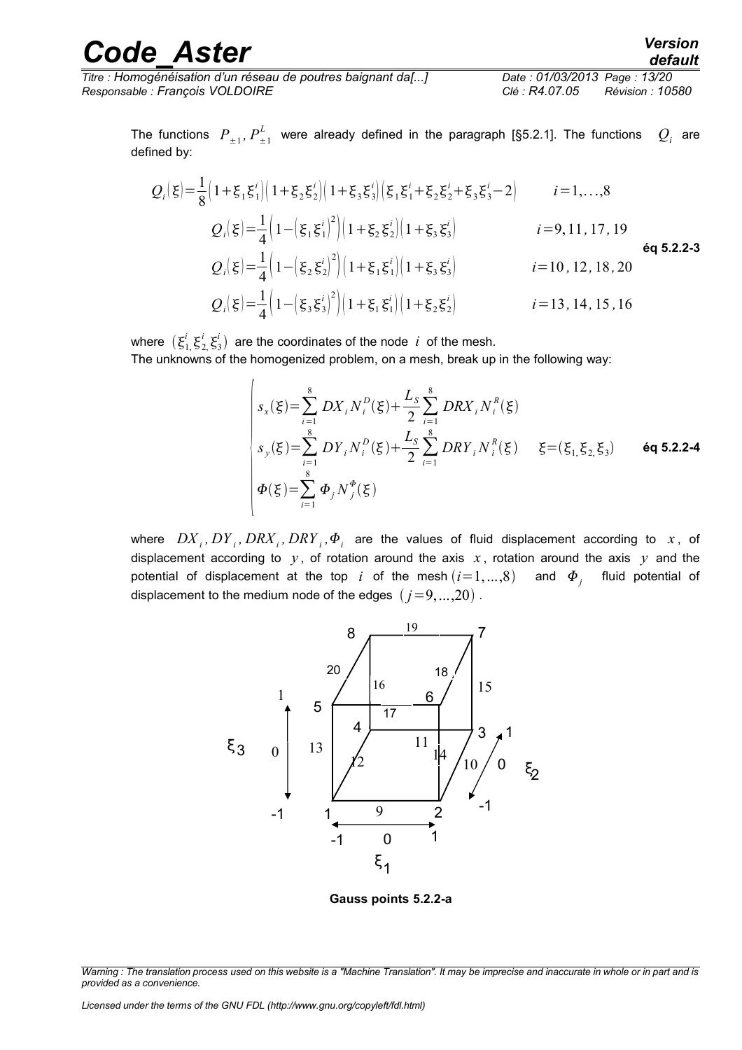The functions $P_{\pm 1}, P^L_{\pm 1}$ were already defined in the paragraph [§5.2.1]. The functions $Q_i$ are defined by:

$$
\begin{aligned}
Q_i(\xi) &= \frac{1}{8}\left(1+\xi_1\xi_1^i\right)\left(1+\xi_2\xi_2^i\right)\left(1+\xi_3\xi_3^i\right)\left(\xi_1\xi_1^i+\xi_2\xi_2^i+\xi_3\xi_3^i-2\right) & i=1,\ldots,8 \\
Q_i(\xi) &= \frac{1}{4}\left(1-\left(\xi_1\xi_1^i\right)^2\right)\left(1+\xi_2\xi_2^i\right)\left(1+\xi_3\xi_3^i\right) & i=9,11,17,19 \\
Q_i(\xi) &= \frac{1}{4}\left(1-\left(\xi_2\xi_2^i\right)^2\right)\left(1+\xi_1\xi_1^i\right)\left(1+\xi_3\xi_3^i\right) & i=10,12,18,20 \\
Q_i(\xi) &= \frac{1}{4}\left(1-\left(\xi_3\xi_3^i\right)^2\right)\left(1+\xi_1\xi_1^i\right)\left(1+\xi_2\xi_2^i\right) & i=13,14,15,16
\end{aligned}
\qquad \textbf{éq 5.2.2-3}
$$

where $(\xi_1^i, \xi_2^i, \xi_3^i)$ are the coordinates of the node $i$ of the mesh.
The unknowns of the homogenized problem, on a mesh, break up in the following way:

$$
\begin{cases}
s_x(\xi)=\sum_{i=1}^{8} DX_i N_i^D(\xi)+\frac{L_S}{2}\sum_{i=1}^{8} DRX_i N_i^R(\xi) \\
s_y(\xi)=\sum_{i=1}^{8} DY_i N_i^D(\xi)+\frac{L_S}{2}\sum_{i=1}^{8} DRY_i N_i^R(\xi) \qquad \xi=(\xi_1,\xi_2,\xi_3) \\
\Phi(\xi)=\sum_{i=1}^{8} \Phi_j N_j^{\Phi}(\xi)
\end{cases}
\qquad \textbf{éq 5.2.2-4}
$$

where $DX_i, DY_i, DRX_i, DRY_i, \Phi_i$ are the values of fluid displacement according to $x$, of displacement according to $y$, of rotation around the axis $x$, rotation around the axis $y$ and the potential of displacement at the top $i$ of the mesh $(i=1,...,8)$ and $\Phi_j$ fluid potential of displacement to the medium node of the edges $(j=9,...,20)$.

**Gauss points 5.2.2-a**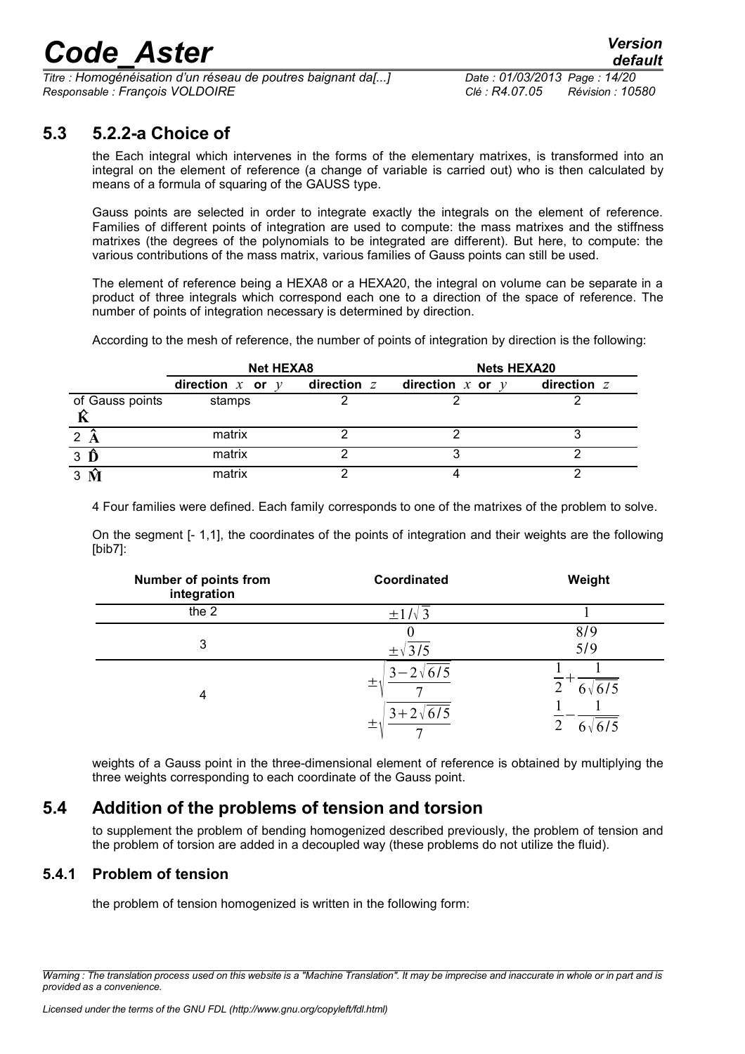## 5.3 5.2.2-a Choice of

the Each integral which intervenes in the forms of the elementary matrixes, is transformed into an integral on the element of reference (a change of variable is carried out) who is then calculated by means of a formula of squaring of the GAUSS type.

Gauss points are selected in order to integrate exactly the integrals on the element of reference. Families of different points of integration are used to compute: the mass matrixes and the stiffness matrixes (the degrees of the polynomials to be integrated are different). But here, to compute: the various contributions of the mass matrix, various families of Gauss points can still be used.

The element of reference being a HEXA8 or a HEXA20, the integral on volume can be separate in a product of three integrals which correspond each one to a direction of the space of reference. The number of points of integration necessary is determined by direction.

According to the mesh of reference, the number of points of integration by direction is the following:

| | Net HEXA8 | | Nets HEXA20 | |
|---|---|---|---|---|
| | direction $x$ or $y$ | direction $z$ | direction $x$ or $y$ | direction $z$ |
| of Gauss points $\hat{\mathbf{K}}$ | stamps | 2 | 2 | 2 |
| 2 $\hat{\mathbf{A}}$ | matrix | 2 | 2 | 3 |
| 3 $\hat{\mathbf{D}}$ | matrix | 2 | 3 | 2 |
| 3 $\hat{\mathbf{M}}$ | matrix | 2 | 4 | 2 |

4 Four families were defined. Each family corresponds to one of the matrixes of the problem to solve.

On the segment [- 1,1], the coordinates of the points of integration and their weights are the following [bib7]:

| Number of points from integration | Coordinated | Weight |
|---|---|---|
| the 2 | $\pm 1/\sqrt{3}$ | 1 |
| 3 | $0$<br>$\pm\sqrt{3/5}$ | $8/9$<br>$5/9$ |
| 4 | $\pm\sqrt{\dfrac{3-2\sqrt{6/5}}{7}}$<br>$\pm\sqrt{\dfrac{3+2\sqrt{6/5}}{7}}$ | $\dfrac{1}{2}+\dfrac{1}{6\sqrt{6/5}}$<br>$\dfrac{1}{2}-\dfrac{1}{6\sqrt{6/5}}$ |

weights of a Gauss point in the three-dimensional element of reference is obtained by multiplying the three weights corresponding to each coordinate of the Gauss point.

## 5.4 Addition of the problems of tension and torsion

to supplement the problem of bending homogenized described previously, the problem of tension and the problem of torsion are added in a decoupled way (these problems do not utilize the fluid).

### 5.4.1 Problem of tension

the problem of tension homogenized is written in the following form: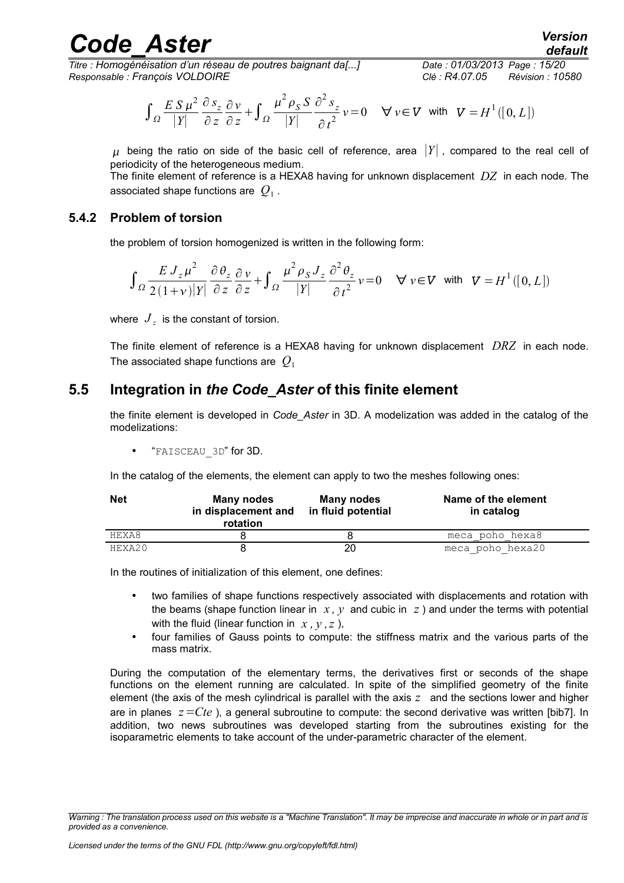$$\int_{\Omega} \frac{E\,S\,\mu^2}{|Y|} \frac{\partial s_z}{\partial z} \frac{\partial v}{\partial z} + \int_{\Omega} \frac{\mu^2 \rho_S\, S}{|Y|} \frac{\partial^2 s_z}{\partial t^2} v = 0 \quad \forall\, v \in V \;\text{ with }\; V = H^1([0, L])$$

$\mu$ being the ratio on side of the basic cell of reference, area $|Y|$, compared to the real cell of periodicity of the heterogeneous medium.

The finite element of reference is a HEXA8 having for unknown displacement $DZ$ in each node. The associated shape functions are $Q_1$.

### 5.4.2 Problem of torsion

the problem of torsion homogenized is written in the following form:

$$\int_{\Omega} \frac{E\,J_z\,\mu^2}{2(1+\nu)|Y|} \frac{\partial \theta_z}{\partial z} \frac{\partial v}{\partial z} + \int_{\Omega} \frac{\mu^2 \rho_S\, J_z}{|Y|} \frac{\partial^2 \theta_z}{\partial t^2} v = 0 \quad \forall\, v \in V \;\text{ with }\; V = H^1([0, L])$$

where $J_z$ is the constant of torsion.

The finite element of reference is a HEXA8 having for unknown displacement $DRZ$ in each node. The associated shape functions are $Q_1$

## 5.5 Integration in *the Code_Aster* of this finite element

the finite element is developed in *Code_Aster* in 3D. A modelization was added in the catalog of the modelizations:

- "FAISCEAU_3D" for 3D.

In the catalog of the elements, the element can apply to two the meshes following ones:

| Net | Many nodes in displacement and rotation | Many nodes in fluid potential | Name of the element in catalog |
|---|---|---|---|
| HEXA8 | 8 | 8 | meca_poho_hexa8 |
| HEXA20 | 8 | 20 | meca_poho_hexa20 |

In the routines of initialization of this element, one defines:

- two families of shape functions respectively associated with displacements and rotation with the beams (shape function linear in $x, y$ and cubic in $z$) and under the terms with potential with the fluid (linear function in $x, y, z$),
- four families of Gauss points to compute: the stiffness matrix and the various parts of the mass matrix.

During the computation of the elementary terms, the derivatives first or seconds of the shape functions on the element running are calculated. In spite of the simplified geometry of the finite element (the axis of the mesh cylindrical is parallel with the axis $z$ and the sections lower and higher are in planes $z = Cte$), a general subroutine to compute: the second derivative was written [bib7]. In addition, two news subroutines was developed starting from the subroutines existing for the isoparametric elements to take account of the under-parametric character of the element.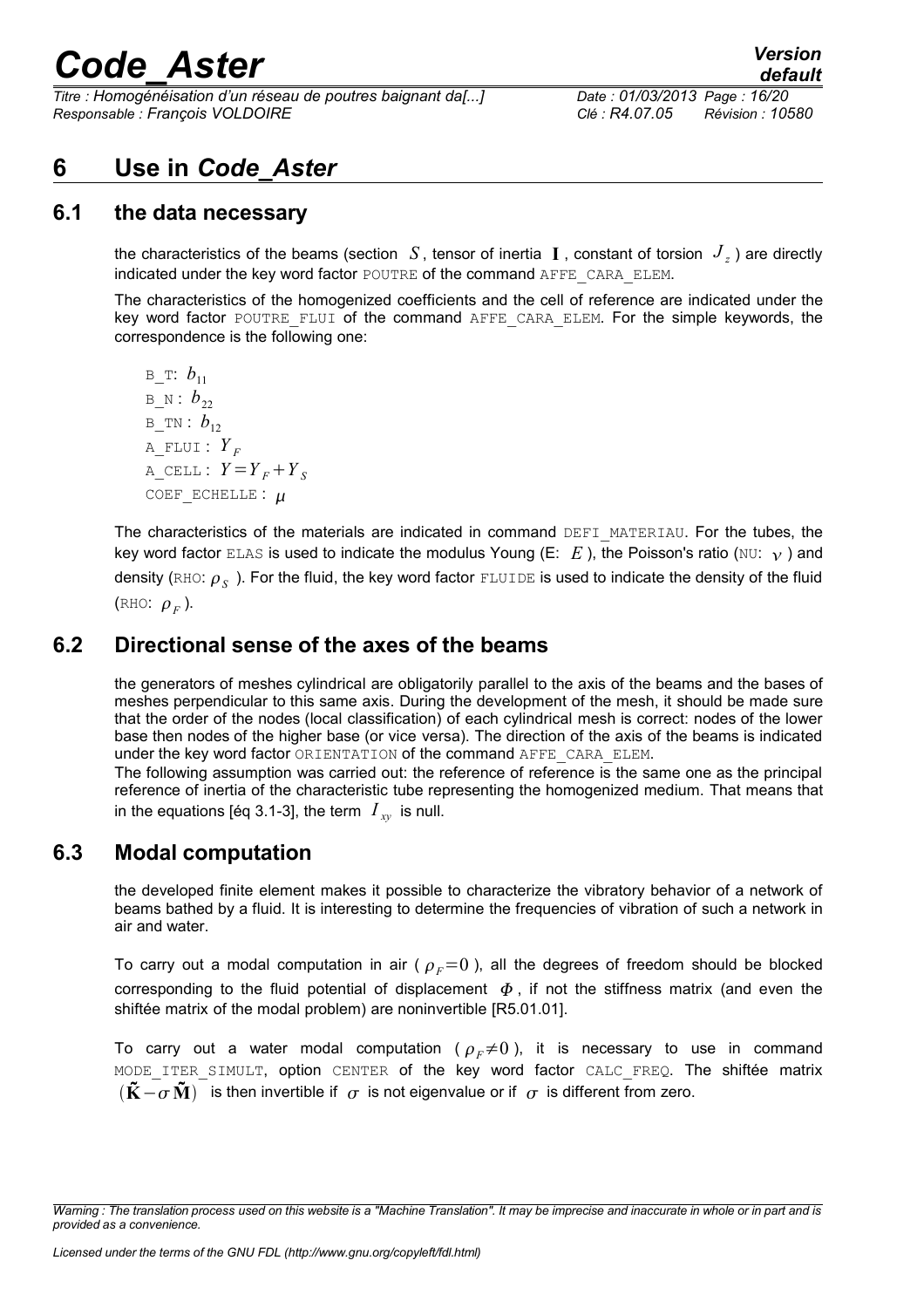# 6 Use in *Code_Aster*

## 6.1 the data necessary

the characteristics of the beams (section $S$, tensor of inertia $\mathbf{I}$, constant of torsion $J_z$) are directly indicated under the key word factor POUTRE of the command AFFE_CARA_ELEM.

The characteristics of the homogenized coefficients and the cell of reference are indicated under the key word factor POUTRE_FLUI of the command AFFE_CARA_ELEM. For the simple keywords, the correspondence is the following one:

B_T: $b_{11}$
B_N : $b_{22}$
B_TN : $b_{12}$
A_FLUI : $Y_F$
A_CELL : $Y = Y_F + Y_S$
COEF_ECHELLE : $\mu$

The characteristics of the materials are indicated in command DEFI_MATERIAU. For the tubes, the key word factor ELAS is used to indicate the modulus Young (E: $E$), the Poisson's ratio (NU: $\nu$) and density (RHO: $\rho_S$). For the fluid, the key word factor FLUIDE is used to indicate the density of the fluid (RHO: $\rho_F$).

## 6.2 Directional sense of the axes of the beams

the generators of meshes cylindrical are obligatorily parallel to the axis of the beams and the bases of meshes perpendicular to this same axis. During the development of the mesh, it should be made sure that the order of the nodes (local classification) of each cylindrical mesh is correct: nodes of the lower base then nodes of the higher base (or vice versa). The direction of the axis of the beams is indicated under the key word factor ORIENTATION of the command AFFE_CARA_ELEM.
The following assumption was carried out: the reference of reference is the same one as the principal reference of inertia of the characteristic tube representing the homogenized medium. That means that in the equations [éq 3.1-3], the term $I_{xy}$ is null.

## 6.3 Modal computation

the developed finite element makes it possible to characterize the vibratory behavior of a network of beams bathed by a fluid. It is interesting to determine the frequencies of vibration of such a network in air and water.

To carry out a modal computation in air ( $\rho_F = 0$ ), all the degrees of freedom should be blocked corresponding to the fluid potential of displacement $\Phi$, if not the stiffness matrix (and even the shiftée matrix of the modal problem) are noninvertible [R5.01.01].

To carry out a water modal computation ( $\rho_F \neq 0$ ), it is necessary to use in command MODE_ITER_SIMULT, option CENTER of the key word factor CALC_FREQ. The shiftée matrix $(\tilde{\mathbf{K}} - \sigma \tilde{\mathbf{M}})$ is then invertible if $\sigma$ is not eigenvalue or if $\sigma$ is different from zero.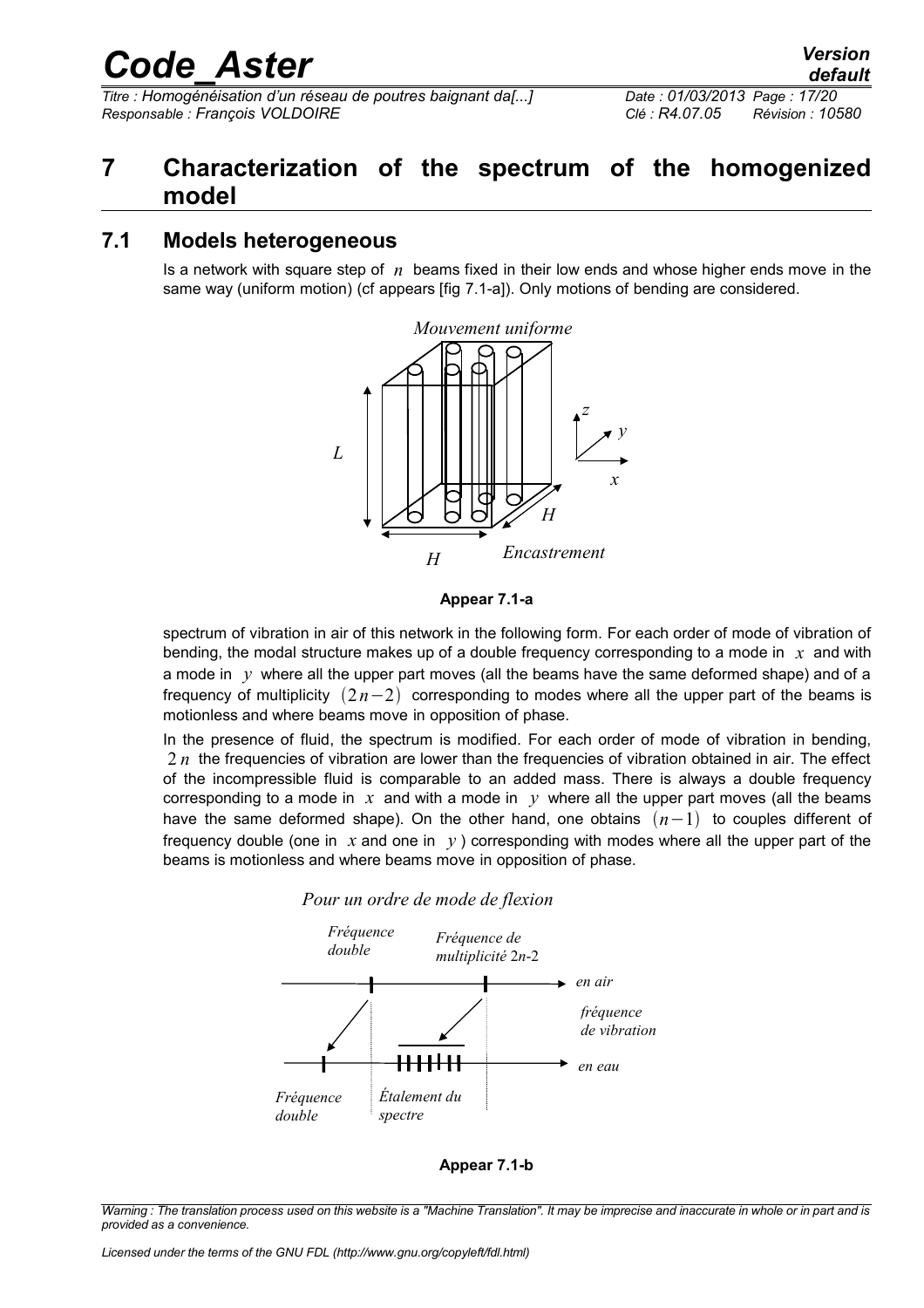# 7 Characterization of the spectrum of the homogenized model

## 7.1 Models heterogeneous

Is a network with square step of $n$ beams fixed in their low ends and whose higher ends move in the same way (uniform motion) (cf appears [fig 7.1-a]). Only motions of bending are considered.

Mouvement uniforme

$L$

$H$

$H$

Encastrement

$z$

$y$

$x$

**Appear 7.1-a**

spectrum of vibration in air of this network in the following form. For each order of mode of vibration of bending, the modal structure makes up of a double frequency corresponding to a mode in $x$ and with a mode in $y$ where all the upper part moves (all the beams have the same deformed shape) and of a frequency of multiplicity $(2n-2)$ corresponding to modes where all the upper part of the beams is motionless and where beams move in opposition of phase.

In the presence of fluid, the spectrum is modified. For each order of mode of vibration in bending, $2n$ the frequencies of vibration are lower than the frequencies of vibration obtained in air. The effect of the incompressible fluid is comparable to an added mass. There is always a double frequency corresponding to a mode in $x$ and with a mode in $y$ where all the upper part moves (all the beams have the same deformed shape). On the other hand, one obtains $(n-1)$ to couples different of frequency double (one in $x$ and one in $y$) corresponding with modes where all the upper part of the beams is motionless and where beams move in opposition of phase.

Pour un ordre de mode de flexion

Fréquence double

Fréquence de multiplicité 2*n*-2

en air

fréquence de vibration

en eau

Fréquence double

Étalement du spectre

**Appear 7.1-b**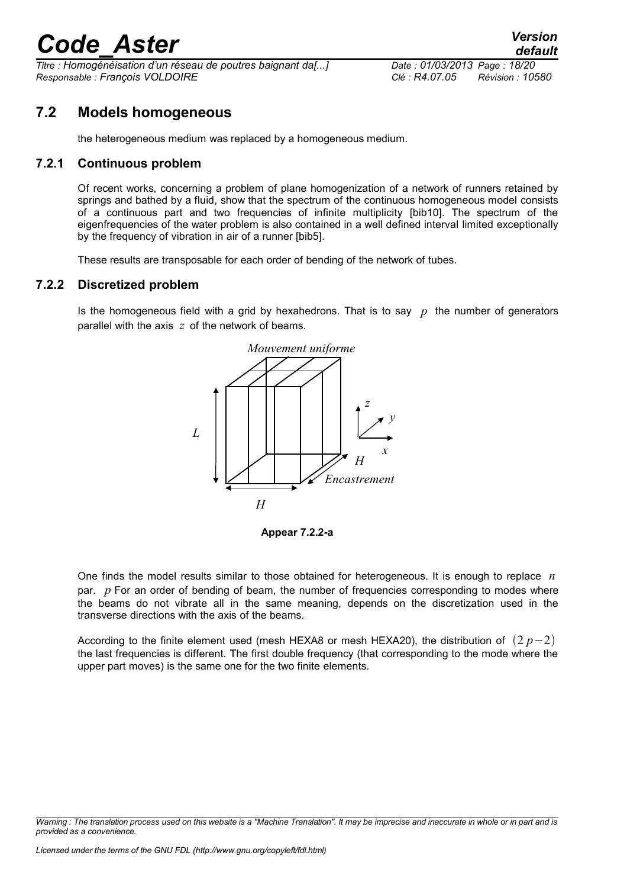## 7.2 Models homogeneous

the heterogeneous medium was replaced by a homogeneous medium.

### 7.2.1 Continuous problem

Of recent works, concerning a problem of plane homogenization of a network of runners retained by springs and bathed by a fluid, show that the spectrum of the continuous homogeneous model consists of a continuous part and two frequencies of infinite multiplicity [bib10]. The spectrum of the eigenfrequencies of the water problem is also contained in a well defined interval limited exceptionally by the frequency of vibration in air of a runner [bib5].

These results are transposable for each order of bending of the network of tubes.

### 7.2.2 Discretized problem

Is the homogeneous field with a grid by hexahedrons. That is to say $p$ the number of generators parallel with the axis $z$ of the network of beams.

*Mouvement uniforme*

$L$ $z$ $y$ $x$ $H$ *Encastrement* $H$

**Appear 7.2.2-a**

One finds the model results similar to those obtained for heterogeneous. It is enough to replace $n$ par. $p$ For an order of bending of beam, the number of frequencies corresponding to modes where the beams do not vibrate all in the same meaning, depends on the discretization used in the transverse directions with the axis of the beams.

According to the finite element used (mesh HEXA8 or mesh HEXA20), the distribution of $(2p-2)$ the last frequencies is different. The first double frequency (that corresponding to the mode where the upper part moves) is the same one for the two finite elements.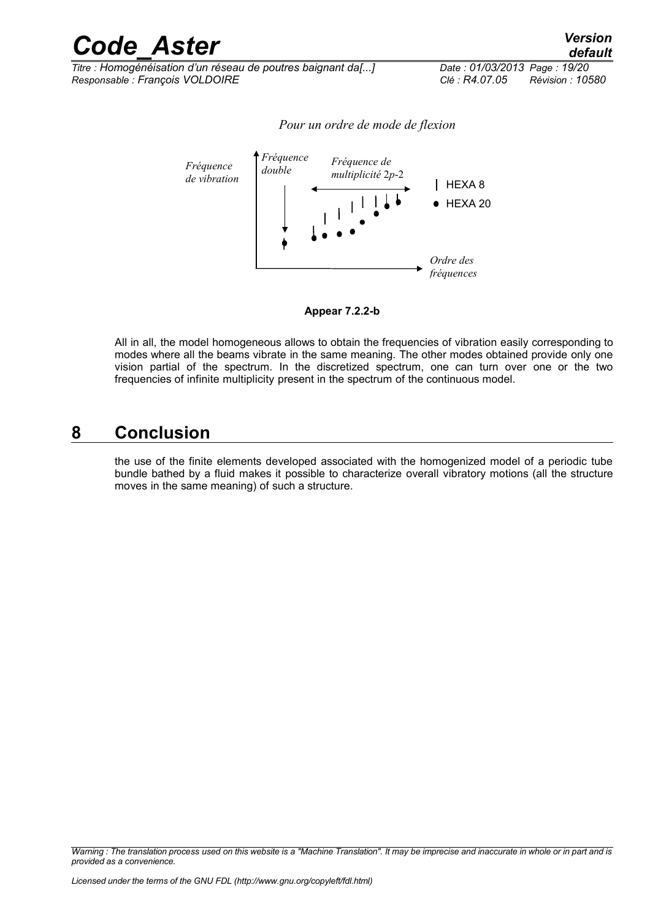*Pour un ordre de mode de flexion*

*Fréquence de vibration*

*Fréquence double*

*Fréquence de multiplicité* $2p$-2

HEXA 8

HEXA 20

*Ordre des fréquences*

**Appear 7.2.2-b**

All in all, the model homogeneous allows to obtain the frequencies of vibration easily corresponding to modes where all the beams vibrate in the same meaning. The other modes obtained provide only one vision partial of the spectrum. In the discretized spectrum, one can turn over one or the two frequencies of infinite multiplicity present in the spectrum of the continuous model.

# 8 Conclusion

the use of the finite elements developed associated with the homogenized model of a periodic tube bundle bathed by a fluid makes it possible to characterize overall vibratory motions (all the structure moves in the same meaning) of such a structure.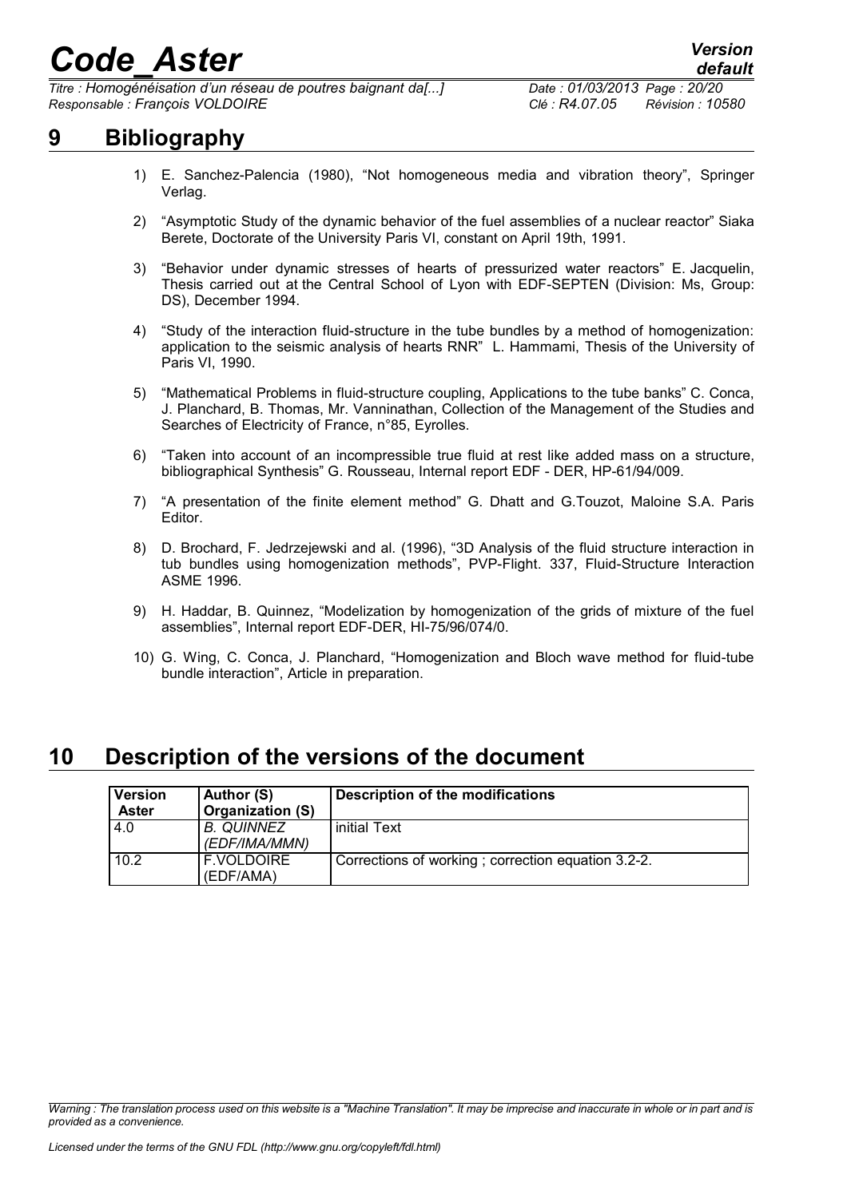# 9 Bibliography

1) E. Sanchez-Palencia (1980), “Not homogeneous media and vibration theory”, Springer Verlag.

2) “Asymptotic Study of the dynamic behavior of the fuel assemblies of a nuclear reactor” Siaka Berete, Doctorate of the University Paris VI, constant on April 19th, 1991.

3) “Behavior under dynamic stresses of hearts of pressurized water reactors” E. Jacquelin, Thesis carried out at the Central School of Lyon with EDF-SEPTEN (Division: Ms, Group: DS), December 1994.

4) “Study of the interaction fluid-structure in the tube bundles by a method of homogenization: application to the seismic analysis of hearts RNR” L. Hammami, Thesis of the University of Paris VI, 1990.

5) “Mathematical Problems in fluid-structure coupling, Applications to the tube banks” C. Conca, J. Planchard, B. Thomas, Mr. Vanninathan, Collection of the Management of the Studies and Searches of Electricity of France, n°85, Eyrolles.

6) “Taken into account of an incompressible true fluid at rest like added mass on a structure, bibliographical Synthesis” G. Rousseau, Internal report EDF - DER, HP-61/94/009.

7) “A presentation of the finite element method” G. Dhatt and G.Touzot, Maloine S.A. Paris Editor.

8) D. Brochard, F. Jedrzejewski and al. (1996), “3D Analysis of the fluid structure interaction in tub bundles using homogenization methods”, PVP-Flight. 337, Fluid-Structure Interaction ASME 1996.

9) H. Haddar, B. Quinnez, “Modelization by homogenization of the grids of mixture of the fuel assemblies”, Internal report EDF-DER, HI-75/96/074/0.

10) G. Wing, C. Conca, J. Planchard, “Homogenization and Bloch wave method for fluid-tube bundle interaction”, Article in preparation.

# 10 Description of the versions of the document

| Version Aster | Author (S) Organization (S) | Description of the modifications |
|---|---|---|
| 4.0 | *B. QUINNEZ (EDF/IMA/MMN)* | initial Text |
| 10.2 | F.VOLDOIRE (EDF/AMA) | Corrections of working ; correction equation 3.2-2. |